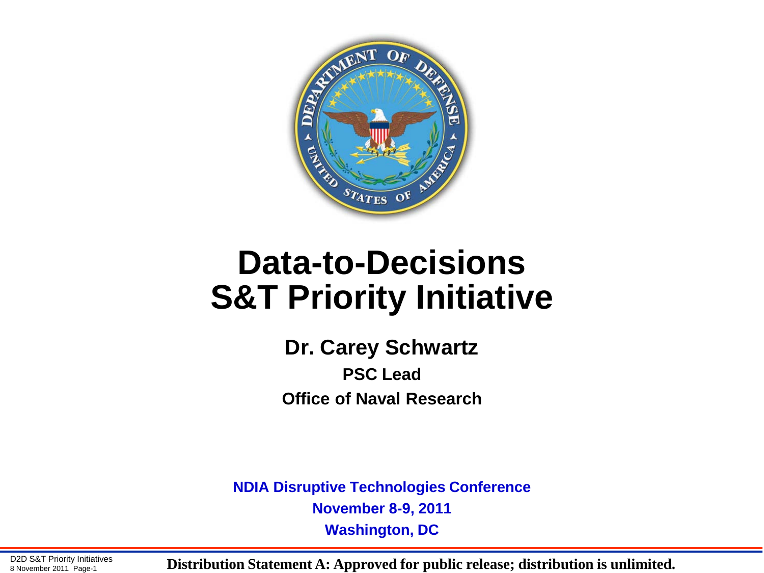# Data-to-Decisions S&T Priority Initiative

**Dr. Carey Schwartz**

**PSC Lead**

**Office of Naval Research**

**NDIA Disruptive Technologies Conference**

**November 8-9, 2011**

**Washington, DC**

**Distribution Statement A: Approved for public release; distribution is unlimited.**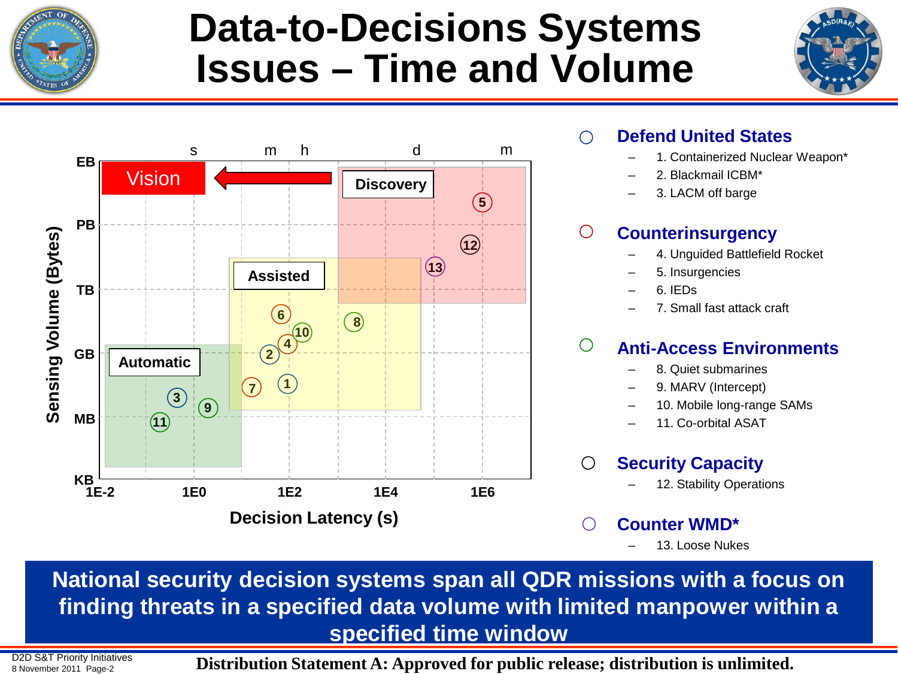# Data-to-Decisions Systems Issues – Time and Volume

- **Defend United States**
  - 1. Containerized Nuclear Weapon*
  - 2. Blackmail ICBM*
  - 3. LACM off barge
- **Counterinsurgency**
  - 4. Unguided Battlefield Rocket
  - 5. Insurgencies
  - 6. IEDs
  - 7. Small fast attack craft
- **Anti-Access Environments**
  - 8. Quiet submarines
  - 9. MARV (Intercept)
  - 10. Mobile long-range SAMs
  - 11. Co-orbital ASAT
- **Security Capacity**
  - 12. Stability Operations
- **Counter WMD***
  - 13. Loose Nukes

**National security decision systems span all QDR missions with a focus on finding threats in a specified data volume with limited manpower within a specified time window**

D2D S&T Priority Initiatives
8 November 2011

**Distribution Statement A: Approved for public release; distribution is unlimited.**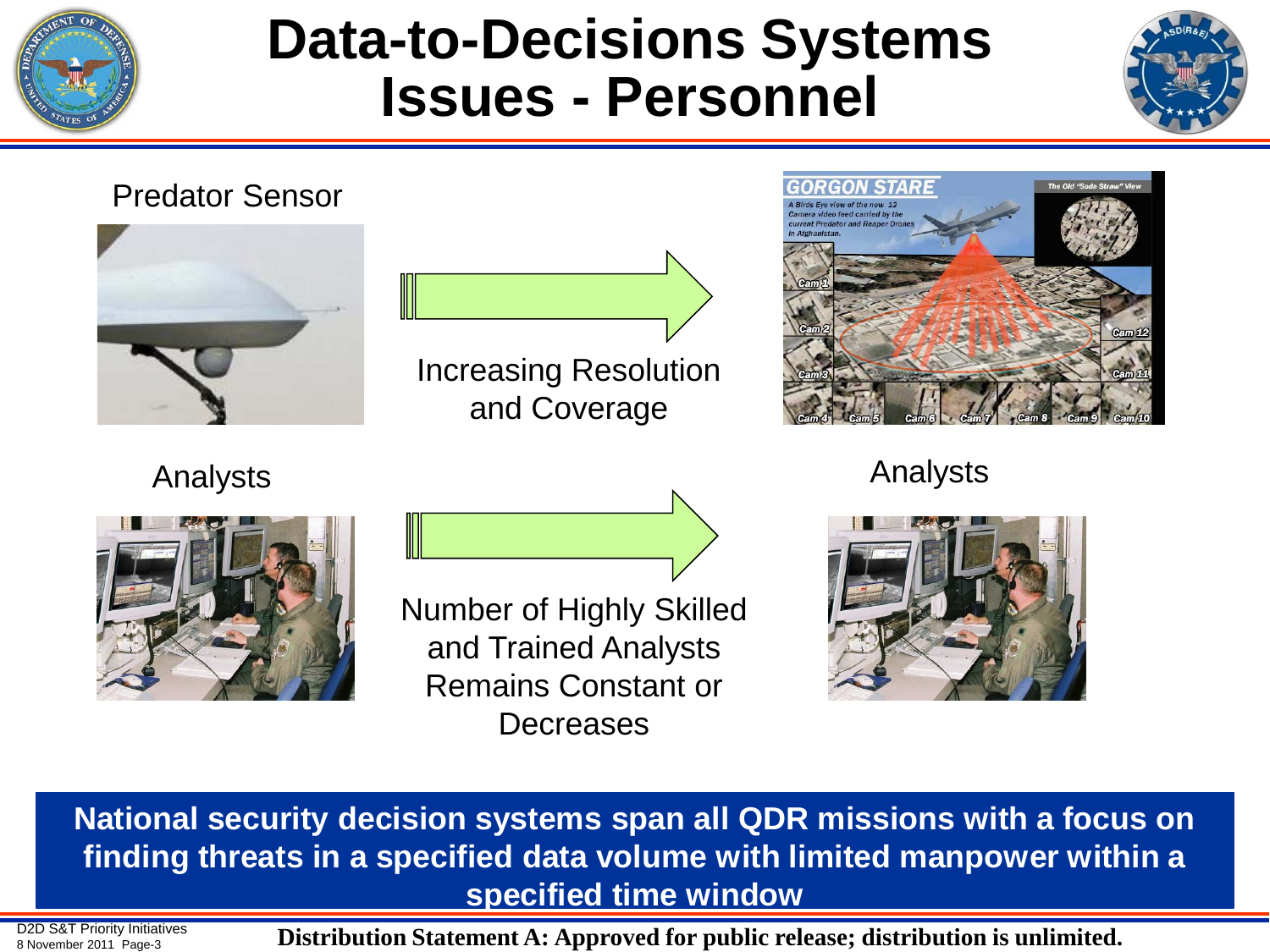# Data-to-Decisions Systems Issues - Personnel

Predator Sensor

Increasing Resolution and Coverage

Analysts

Number of Highly Skilled and Trained Analysts Remains Constant or Decreases

Analysts

**National security decision systems span all QDR missions with a focus on finding threats in a specified data volume with limited manpower within a specified time window**

D2D S&T Priority Initiatives
8 November 2011

**Distribution Statement A: Approved for public release; distribution is unlimited.**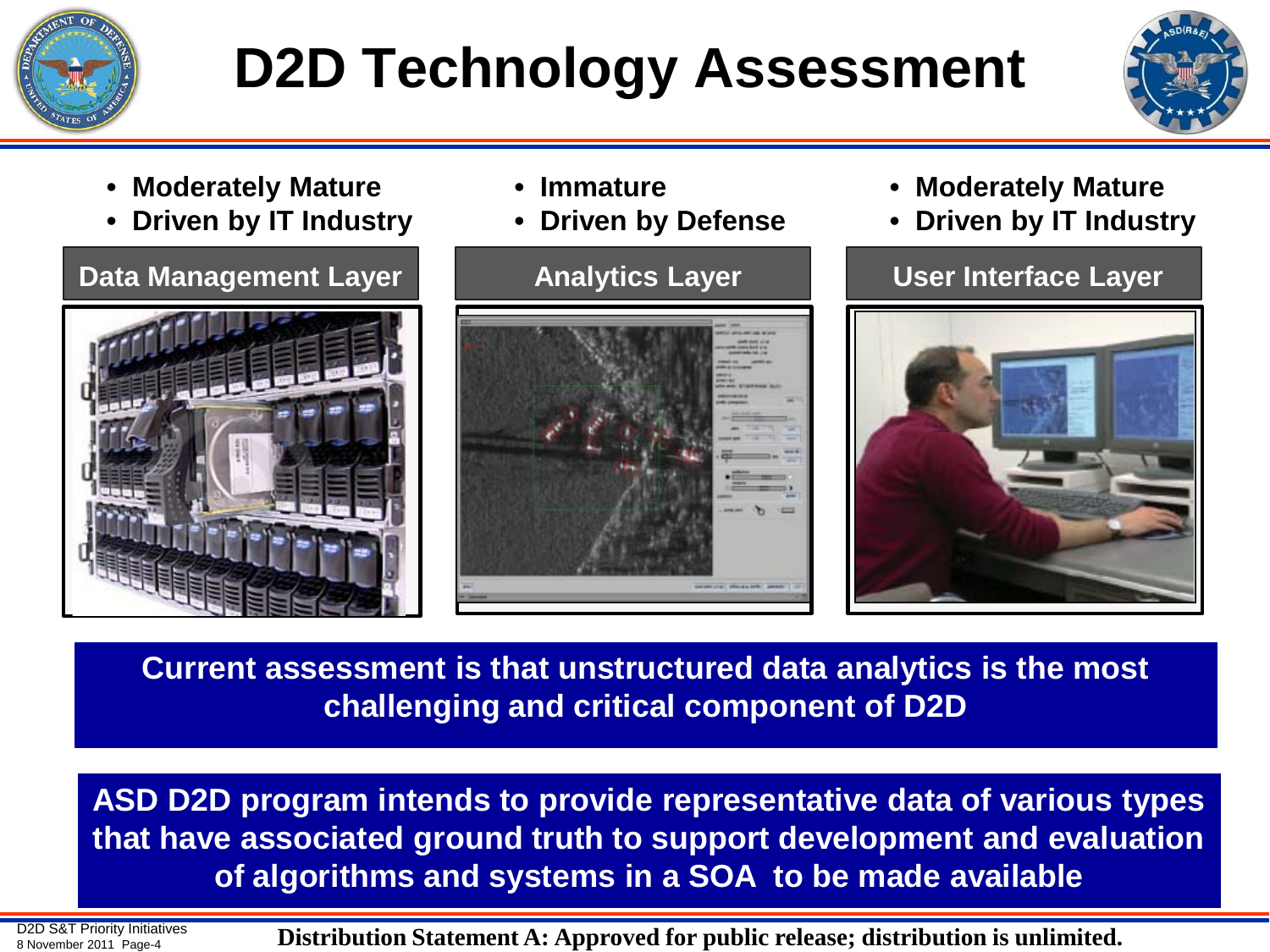# D2D Technology Assessment

**Data Management Layer**

- **Moderately Mature**
- **Driven by IT Industry**

**Analytics Layer**

- **Immature**
- **Driven by Defense**

**User Interface Layer**

- **Moderately Mature**
- **Driven by IT Industry**

**Current assessment is that unstructured data analytics is the most challenging and critical component of D2D**

**ASD D2D program intends to provide representative data of various types that have associated ground truth to support development and evaluation of algorithms and systems in a SOA to be made available**

**Distribution Statement A: Approved for public release; distribution is unlimited.**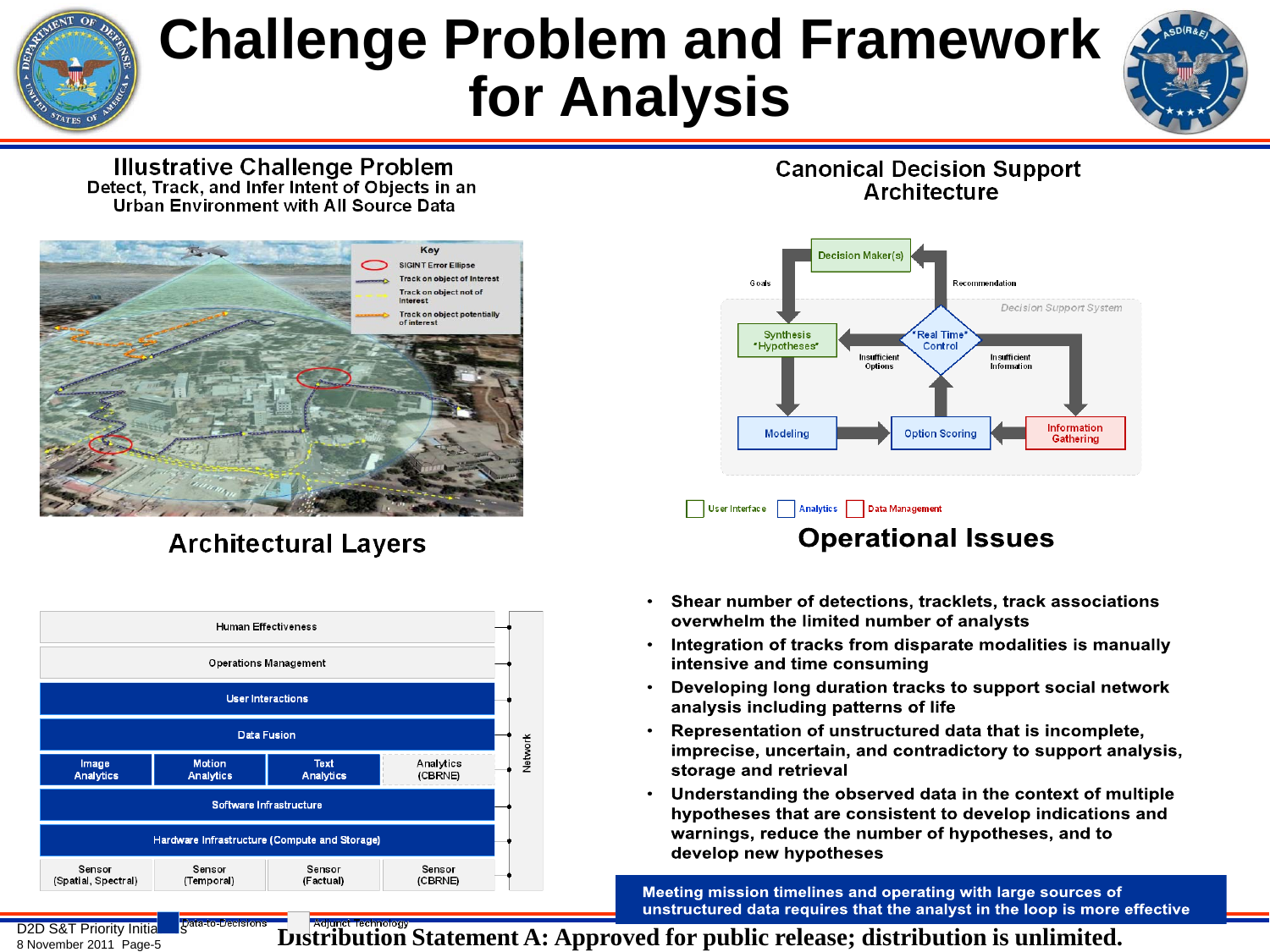# Challenge Problem and Framework for Analysis

## Illustrative Challenge Problem

**Detect, Track, and Infer Intent of Objects in an Urban Environment with All Source Data**

Key:
- SIGINT Error Ellipse
- Track on object of Interest
- Track on object not of Interest
- Track on object potentially of interest

## Canonical Decision Support Architecture

Decision Maker(s) — Goals — Recommendation

Decision Support System:
- Synthesis "Hypotheses"
- "Real Time" Control
- Insufficient Options
- Insufficient Information
- Modeling
- Option Scoring
- Information Gathering

Legend: User Interface | Analytics | Data Management

## Architectural Layers

| Layer | | | | |
|---|---|---|---|---|
| Human Effectiveness | | | | Network |
| Operations Management | | | | |
| User Interactions | | | | |
| Data Fusion | | | | |
| Image Analytics | Motion Analytics | Text Analytics | Analytics (CBRNE) | |
| Software Infrastructure | | | | |
| Hardware Infrastructure (Compute and Storage) | | | | |
| Sensor (Spatial, Spectral) | Sensor (Temporal) | Sensor (Factual) | Sensor (CBRNE) | |

Legend: Data-to-Decisions | Adjunct Technology

## Operational Issues

- **Shear number of detections, tracklets, track associations overwhelm the limited number of analysts**
- **Integration of tracks from disparate modalities is manually intensive and time consuming**
- **Developing long duration tracks to support social network analysis including patterns of life**
- **Representation of unstructured data that is incomplete, imprecise, uncertain, and contradictory to support analysis, storage and retrieval**
- **Understanding the observed data in the context of multiple hypotheses that are consistent to develop indications and warnings, reduce the number of hypotheses, and to develop new hypotheses**

**Meeting mission timelines and operating with large sources of unstructured data requires that the analyst in the loop is more effective**

D2D S&T Priority Initiatives
8 November 2011

**Distribution Statement A: Approved for public release; distribution is unlimited.**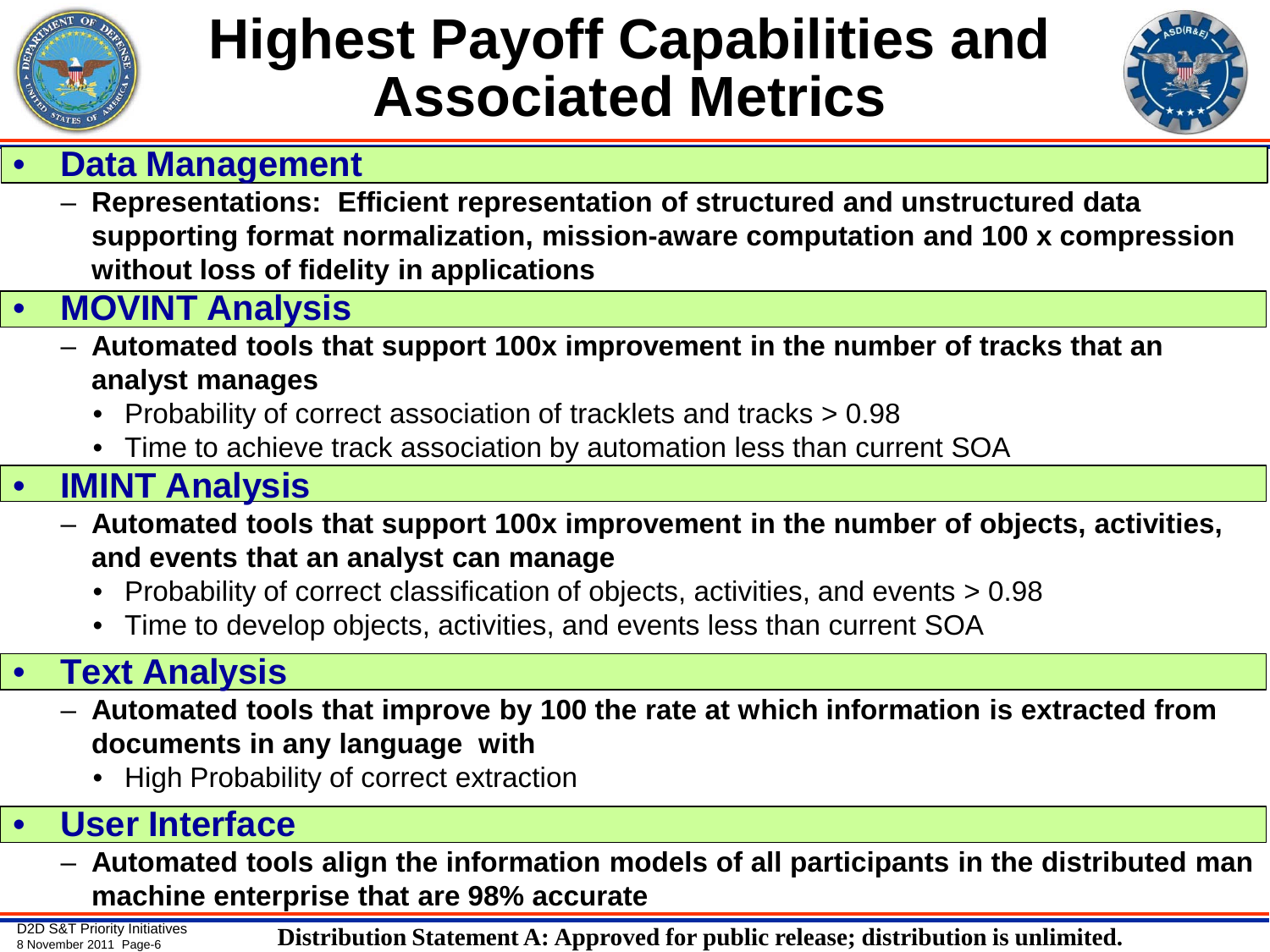# Highest Payoff Capabilities and Associated Metrics

- **Data Management**
  - **Representations: Efficient representation of structured and unstructured data supporting format normalization, mission-aware computation and 100 x compression without loss of fidelity in applications**
- **MOVINT Analysis**
  - **Automated tools that support 100x improvement in the number of tracks that an analyst manages**
    - Probability of correct association of tracklets and tracks > 0.98
    - Time to achieve track association by automation less than current SOA
- **IMINT Analysis**
  - **Automated tools that support 100x improvement in the number of objects, activities, and events that an analyst can manage**
    - Probability of correct classification of objects, activities, and events > 0.98
    - Time to develop objects, activities, and events less than current SOA
- **Text Analysis**
  - **Automated tools that improve by 100 the rate at which information is extracted from documents in any language with**
    - High Probability of correct extraction
- **User Interface**
  - **Automated tools align the information models of all participants in the distributed man machine enterprise that are 98% accurate**

**Distribution Statement A: Approved for public release; distribution is unlimited.**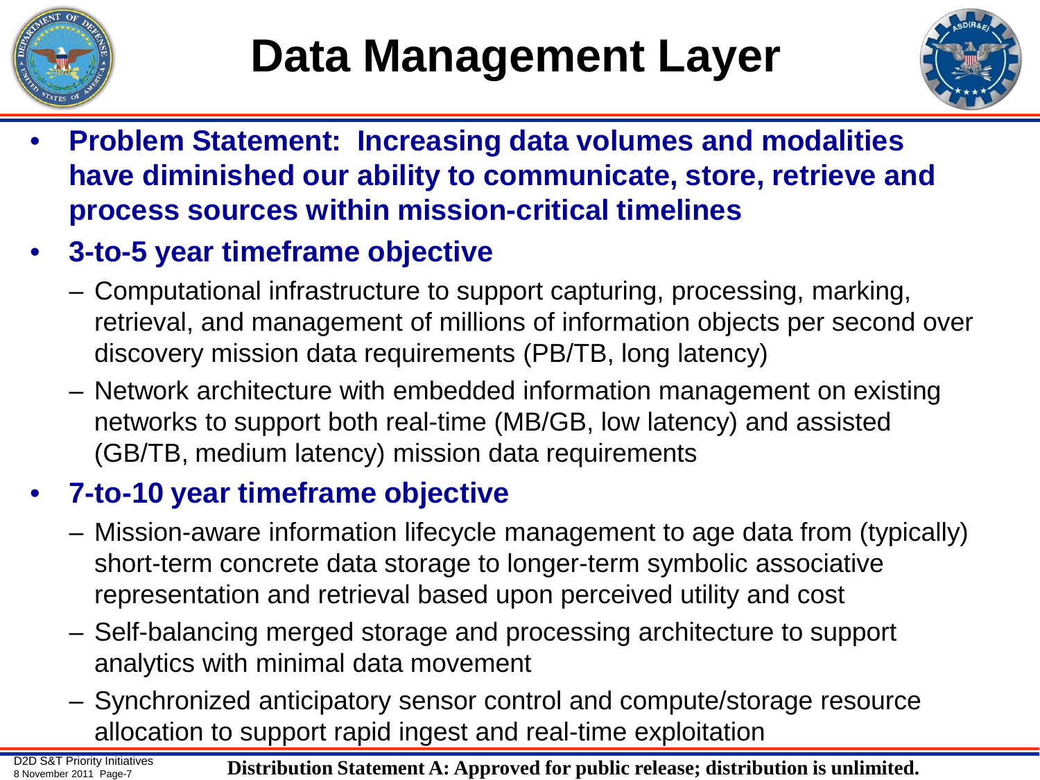# Data Management Layer

- **Problem Statement: Increasing data volumes and modalities have diminished our ability to communicate, store, retrieve and process sources within mission-critical timelines**
- **3-to-5 year timeframe objective**
  - Computational infrastructure to support capturing, processing, marking, retrieval, and management of millions of information objects per second over discovery mission data requirements (PB/TB, long latency)
  - Network architecture with embedded information management on existing networks to support both real-time (MB/GB, low latency) and assisted (GB/TB, medium latency) mission data requirements
- **7-to-10 year timeframe objective**
  - Mission-aware information lifecycle management to age data from (typically) short-term concrete data storage to longer-term symbolic associative representation and retrieval based upon perceived utility and cost
  - Self-balancing merged storage and processing architecture to support analytics with minimal data movement
  - Synchronized anticipatory sensor control and compute/storage resource allocation to support rapid ingest and real-time exploitation

**Distribution Statement A: Approved for public release; distribution is unlimited.**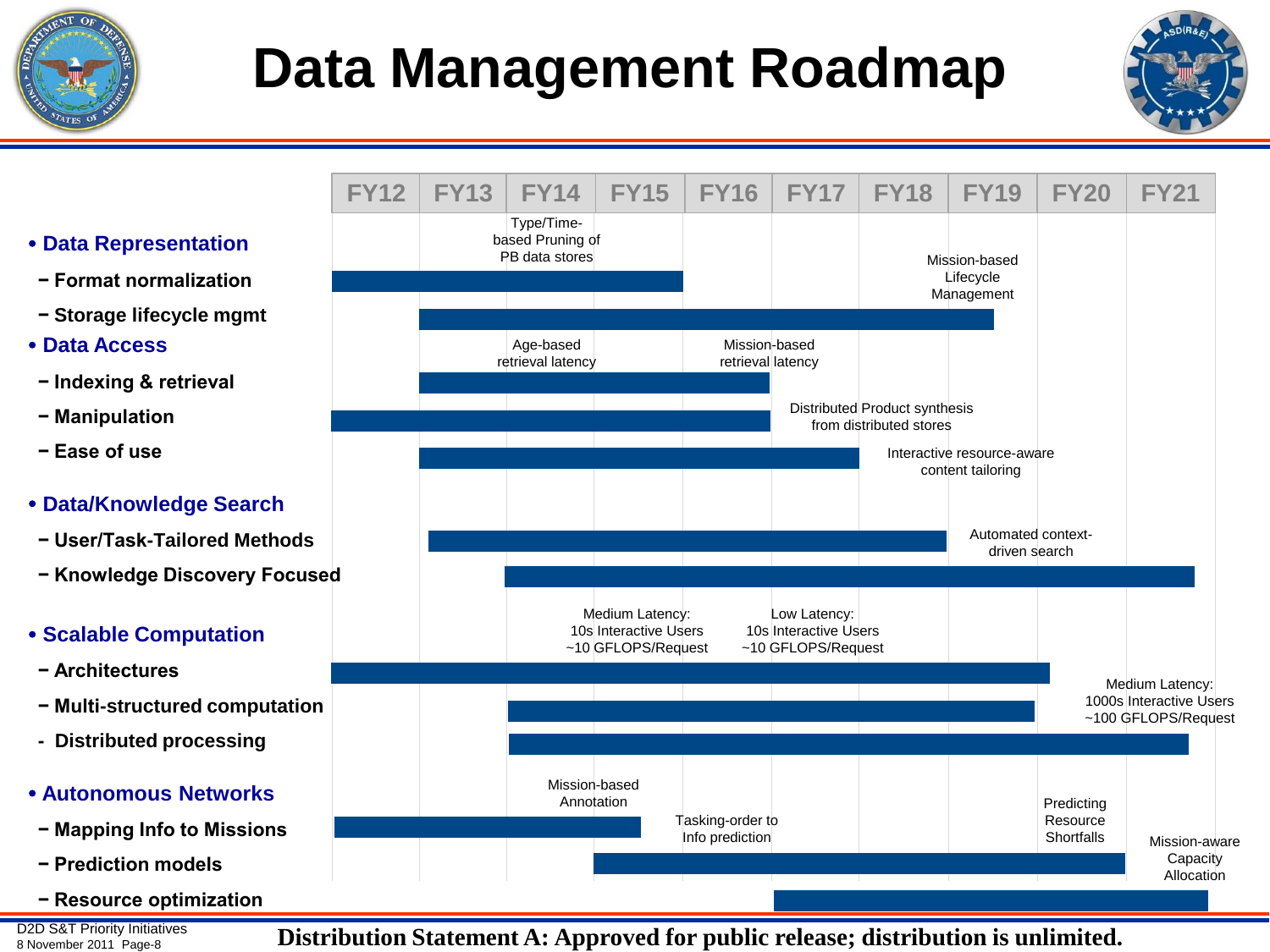# Data Management Roadmap

| | FY12 | FY13 | FY14 | FY15 | FY16 | FY17 | FY18 | FY19 | FY20 | FY21 |
|---|---|---|---|---|---|---|---|---|---|---|

- **Data Representation**
  - **Format normalization** — Type/Time-based Pruning of PB data stores
  - **Storage lifecycle mgmt** — Mission-based Lifecycle Management
- **Data Access**
  - **Indexing & retrieval** — Age-based retrieval latency; Mission-based retrieval latency
  - **Manipulation** — Distributed Product synthesis from distributed stores
  - **Ease of use** — Interactive resource-aware content tailoring
- **Data/Knowledge Search**
  - **User/Task-Tailored Methods** — Automated context-driven search
  - **Knowledge Discovery Focused**
- **Scalable Computation**
  - **Architectures** — Medium Latency: 10s Interactive Users ~10 GFLOPS/Request; Low Latency: 10s Interactive Users ~10 GFLOPS/Request
  - **Multi-structured computation** — Medium Latency: 1000s Interactive Users ~100 GFLOPS/Request
  - **Distributed processing**
- **Autonomous Networks**
  - **Mapping Info to Missions** — Mission-based Annotation
  - **Prediction models** — Tasking-order to Info prediction; Predicting Resource Shortfalls
  - **Resource optimization** — Mission-aware Capacity Allocation

D2D S&T Priority Initiatives
8 November 2011

**Distribution Statement A: Approved for public release; distribution is unlimited.**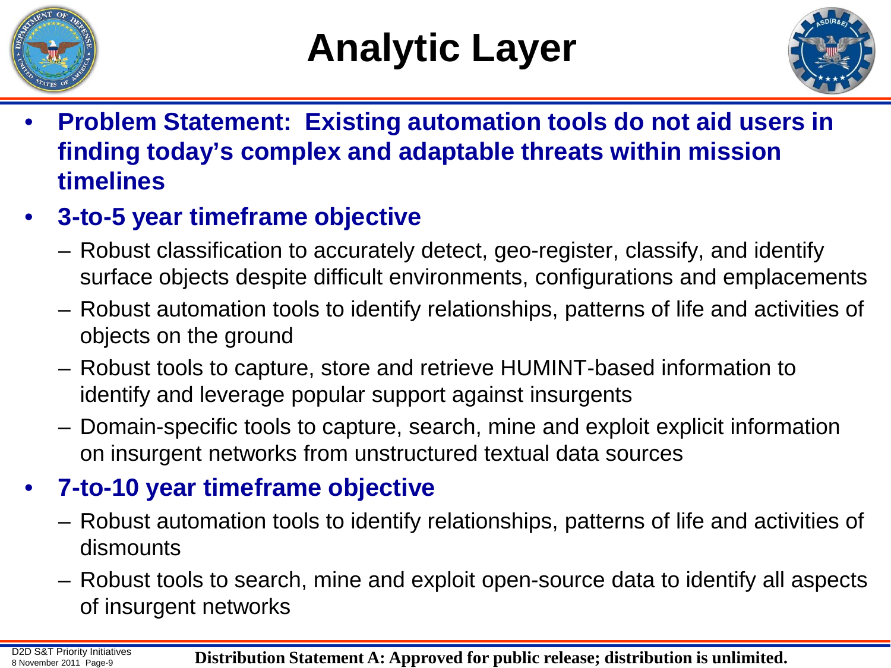# Analytic Layer

- **Problem Statement: Existing automation tools do not aid users in finding today's complex and adaptable threats within mission timelines**
- **3-to-5 year timeframe objective**
  - Robust classification to accurately detect, geo-register, classify, and identify surface objects despite difficult environments, configurations and emplacements
  - Robust automation tools to identify relationships, patterns of life and activities of objects on the ground
  - Robust tools to capture, store and retrieve HUMINT-based information to identify and leverage popular support against insurgents
  - Domain-specific tools to capture, search, mine and exploit explicit information on insurgent networks from unstructured textual data sources
- **7-to-10 year timeframe objective**
  - Robust automation tools to identify relationships, patterns of life and activities of dismounts
  - Robust tools to search, mine and exploit open-source data to identify all aspects of insurgent networks

**Distribution Statement A: Approved for public release; distribution is unlimited.**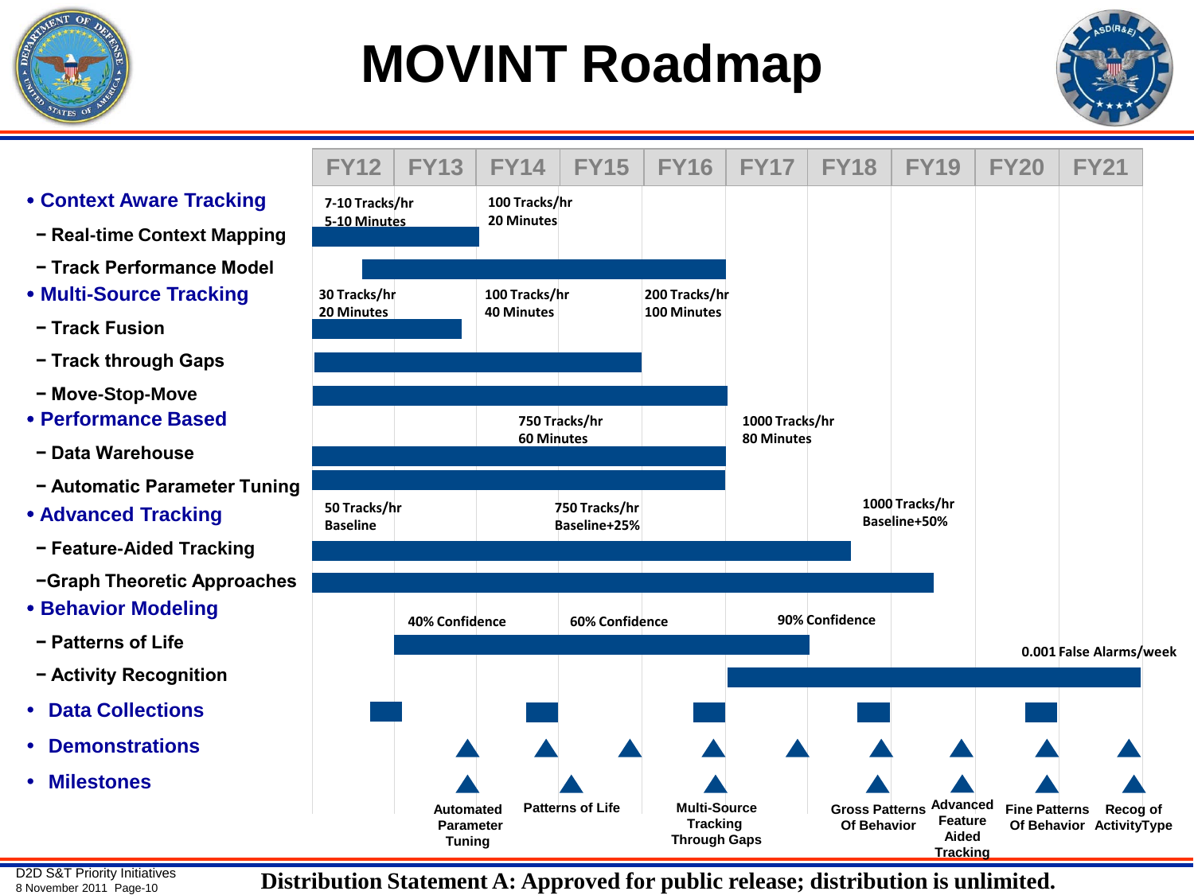# MOVINT Roadmap

| | FY12 | FY13 | FY14 | FY15 | FY16 | FY17 | FY18 | FY19 | FY20 | FY21 |
|---|---|---|---|---|---|---|---|---|---|---|
| **Context Aware Tracking** | 7-10 Tracks/hr 5-10 Minutes | | 100 Tracks/hr 20 Minutes | | | | | | | |
| − Real-time Context Mapping | | | | | | | | | | |
| − Track Performance Model | | | | | | | | | | |
| **Multi-Source Tracking** | 30 Tracks/hr 20 Minutes | | 100 Tracks/hr 40 Minutes | | 200 Tracks/hr 100 Minutes | | | | | |
| − Track Fusion | | | | | | | | | | |
| − Track through Gaps | | | | | | | | | | |
| − Move-Stop-Move | | | | | | | | | | |
| **Performance Based** | | | 750 Tracks/hr 60 Minutes | | | 1000 Tracks/hr 80 Minutes | | | | |
| − Data Warehouse | | | | | | | | | | |
| − Automatic Parameter Tuning | | | | | | | | | | |
| **Advanced Tracking** | 50 Tracks/hr Baseline | | | 750 Tracks/hr Baseline+25% | | | | 1000 Tracks/hr Baseline+50% | | |
| − Feature-Aided Tracking | | | | | | | | | | |
| −Graph Theoretic Approaches | | | | | | | | | | |
| **Behavior Modeling** | | 40% Confidence | | 60% Confidence | | | 90% Confidence | | | |
| − Patterns of Life | | | | | | | | | | 0.001 False Alarms/week |
| − Activity Recognition | | | | | | | | | | |
| **Data Collections** | | | | | | | | | | |
| **Demonstrations** | | | | | | | | | | |
| **Milestones** | | | Automated Parameter Tuning | Patterns of Life | Multi-Source Tracking Through Gaps | | Gross Patterns Of Behavior | Advanced Feature Aided Tracking | Fine Patterns Of Behavior | Recog of ActivityType |

D2D S&T Priority Initiatives
8 November 2011

**Distribution Statement A: Approved for public release; distribution is unlimited.**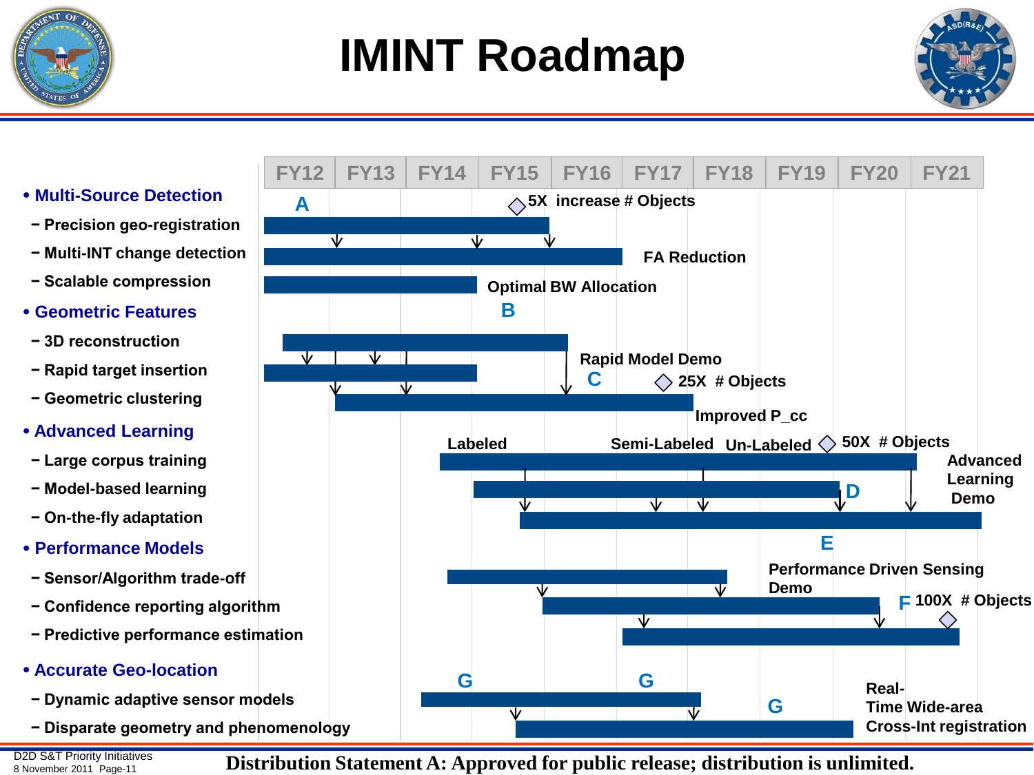# IMINT Roadmap

| | FY12 | FY13 | FY14 | FY15 | FY16 | FY17 | FY18 | FY19 | FY20 | FY21 |
|---|---|---|---|---|---|---|---|---|---|---|

- **Multi-Source Detection**
  - Precision geo-registration
  - Multi-INT change detection
  - Scalable compression
- **Geometric Features**
  - 3D reconstruction
  - Rapid target insertion
  - Geometric clustering
- **Advanced Learning**
  - Large corpus training
  - Model-based learning
  - On-the-fly adaptation
- **Performance Models**
  - Sensor/Algorithm trade-off
  - Confidence reporting algorithm
  - Predictive performance estimation
- **Accurate Geo-location**
  - Dynamic adaptive sensor models
  - Disparate geometry and phenomenology

Milestones:

- A — 5X increase # Objects
- FA Reduction
- Optimal BW Allocation
- B
- Rapid Model Demo
- C — 25X # Objects
- Improved P_cc
- Labeled, Semi-Labeled, Un-Labeled — 50X # Objects
- Advanced Learning Demo
- D
- E
- Performance Driven Sensing Demo
- F — 100X # Objects
- G
- Real-Time Wide-area Cross-Int registration

Distribution Statement A: Approved for public release; distribution is unlimited.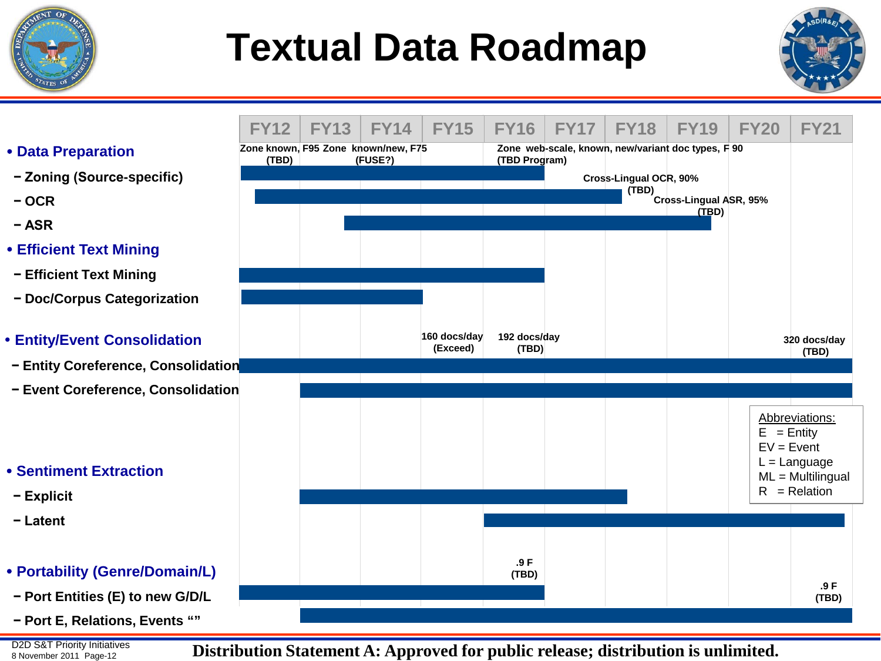# Textual Data Roadmap

| | FY12 | FY13 | FY14 | FY15 | FY16 | FY17 | FY18 | FY19 | FY20 | FY21 |
|---|---|---|---|---|---|---|---|---|---|---|

- **Data Preparation**
  - **Zoning (Source-specific)** — Zone known, F95 (TBD); Zone known/new, F75 (FUSE?); Zone web-scale, known, new/variant doc types, F 90 (TBD Program)
  - **OCR** — Cross-Lingual OCR, 90% (TBD)
  - **ASR** — Cross-Lingual ASR, 95% (TBD)
- **Efficient Text Mining**
  - **Efficient Text Mining**
  - **Doc/Corpus Categorization**
- **Entity/Event Consolidation**
  - **Entity Coreference, Consolidation** — 160 docs/day (Exceed); 192 docs/day (TBD); 320 docs/day (TBD)
  - **Event Coreference, Consolidation**
- **Sentiment Extraction**
  - **Explicit**
  - **Latent**
- **Portability (Genre/Domain/L)**
  - **Port Entities (E) to new G/D/L** — .9 F (TBD)
  - **Port E, Relations, Events “”** — .9 F (TBD)

Abbreviations:
E = Entity
EV = Event
L = Language
ML = Multilingual
R = Relation

D2D S&T Priority Initiatives
8 November 2011

**Distribution Statement A: Approved for public release; distribution is unlimited.**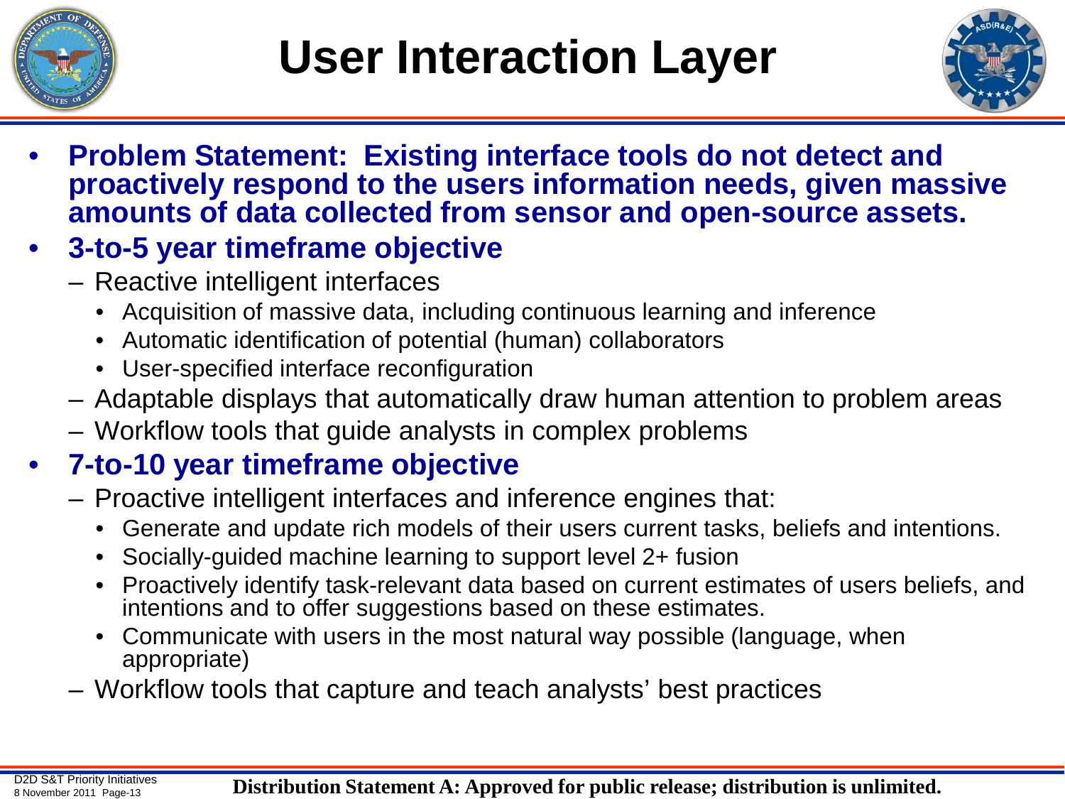# User Interaction Layer

- **Problem Statement: Existing interface tools do not detect and proactively respond to the users information needs, given massive amounts of data collected from sensor and open-source assets.**
- **3-to-5 year timeframe objective**
  - Reactive intelligent interfaces
    - Acquisition of massive data, including continuous learning and inference
    - Automatic identification of potential (human) collaborators
    - User-specified interface reconfiguration
  - Adaptable displays that automatically draw human attention to problem areas
  - Workflow tools that guide analysts in complex problems
- **7-to-10 year timeframe objective**
  - Proactive intelligent interfaces and inference engines that:
    - Generate and update rich models of their users current tasks, beliefs and intentions.
    - Socially-guided machine learning to support level 2+ fusion
    - Proactively identify task-relevant data based on current estimates of users beliefs, and intentions and to offer suggestions based on these estimates.
    - Communicate with users in the most natural way possible (language, when appropriate)
  - Workflow tools that capture and teach analysts' best practices

**Distribution Statement A: Approved for public release; distribution is unlimited.**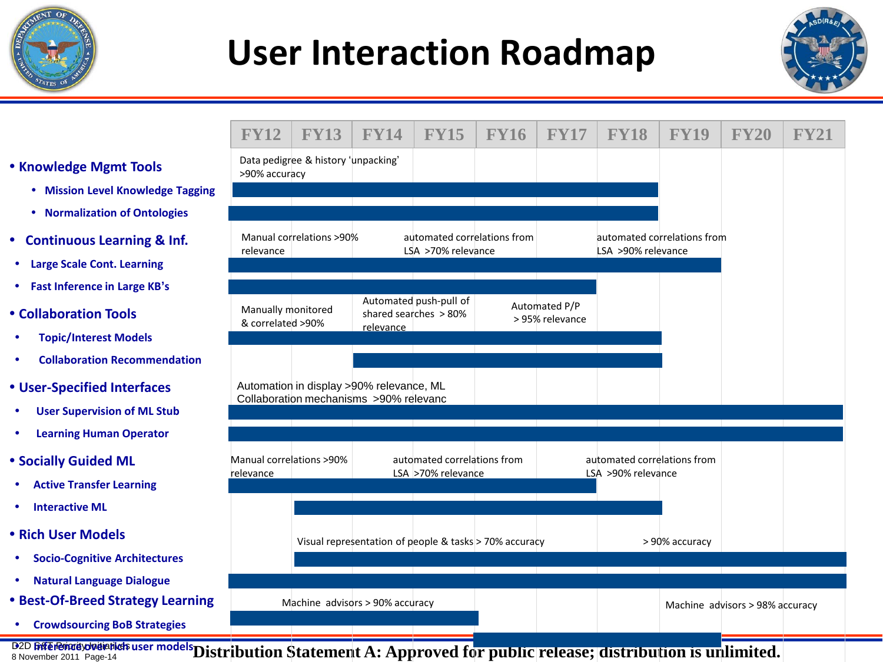# User Interaction Roadmap

| | FY12 | FY13 | FY14 | FY15 | FY16 | FY17 | FY18 | FY19 | FY20 | FY21 |
|---|---|---|---|---|---|---|---|---|---|---|

- **Knowledge Mgmt Tools**
  - Data pedigree & history 'unpacking' >90% accuracy
  - **Mission Level Knowledge Tagging**
  - **Normalization of Ontologies**
- **Continuous Learning & Inf.**
  - Manual correlations >90% relevance; automated correlations from LSA >70% relevance; automated correlations from LSA >90% relevance
  - **Large Scale Cont. Learning**
  - **Fast Inference in Large KB's**
- **Collaboration Tools**
  - Manually monitored & correlated >90%; Automated push-pull of shared searches > 80% relevance; Automated P/P > 95% relevance
  - **Topic/Interest Models**
  - **Collaboration Recommendation**
- **User-Specified Interfaces**
  - Automation in display >90% relevance, ML Collaboration mechanisms >90% relevanc
  - **User Supervision of ML Stub**
  - **Learning Human Operator**
- **Socially Guided ML**
  - Manual correlations >90% relevance; automated correlations from LSA >70% relevance; automated correlations from LSA >90% relevance
  - **Active Transfer Learning**
  - **Interactive ML**
- **Rich User Models**
  - Visual representation of people & tasks > 70% accuracy; > 90% accuracy
  - **Socio-Cognitive Architectures**
  - **Natural Language Dialogue**
- **Best-Of-Breed Strategy Learning**
  - Machine advisors > 90% accuracy; Machine advisors > 98% accuracy
  - **Crowdsourcing BoB Strategies**
  - **Inference over kids user models**

**Distribution Statement A: Approved for public release; distribution is unlimited.**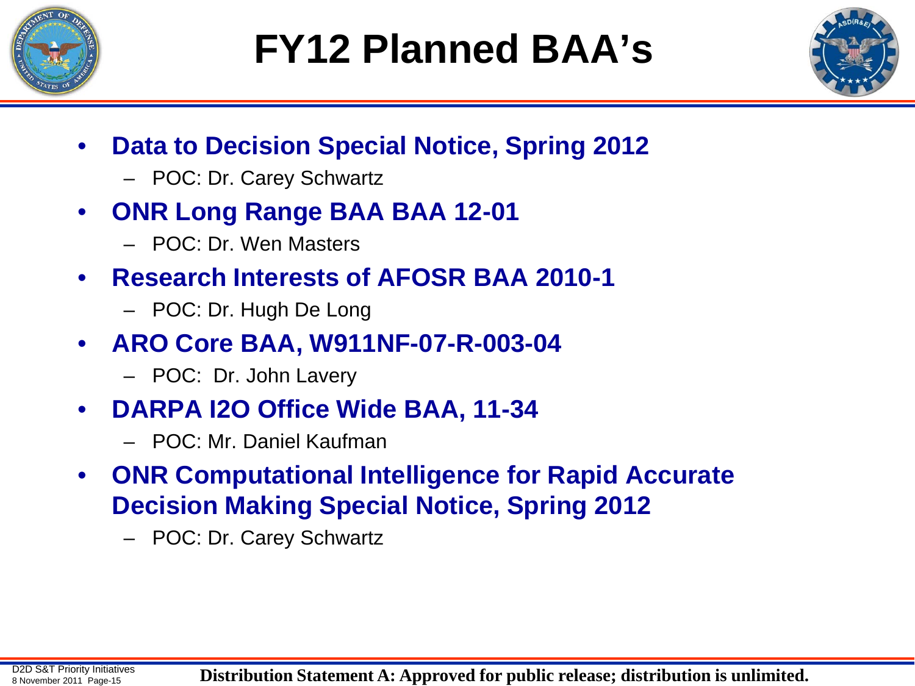# FY12 Planned BAA's

- **Data to Decision Special Notice, Spring 2012**
  - POC: Dr. Carey Schwartz
- **ONR Long Range BAA BAA 12-01**
  - POC: Dr. Wen Masters
- **Research Interests of AFOSR BAA 2010-1**
  - POC: Dr. Hugh De Long
- **ARO Core BAA, W911NF-07-R-003-04**
  - POC: Dr. John Lavery
- **DARPA I2O Office Wide BAA, 11-34**
  - POC: Mr. Daniel Kaufman
- **ONR Computational Intelligence for Rapid Accurate Decision Making Special Notice, Spring 2012**
  - POC: Dr. Carey Schwartz

**Distribution Statement A: Approved for public release; distribution is unlimited.**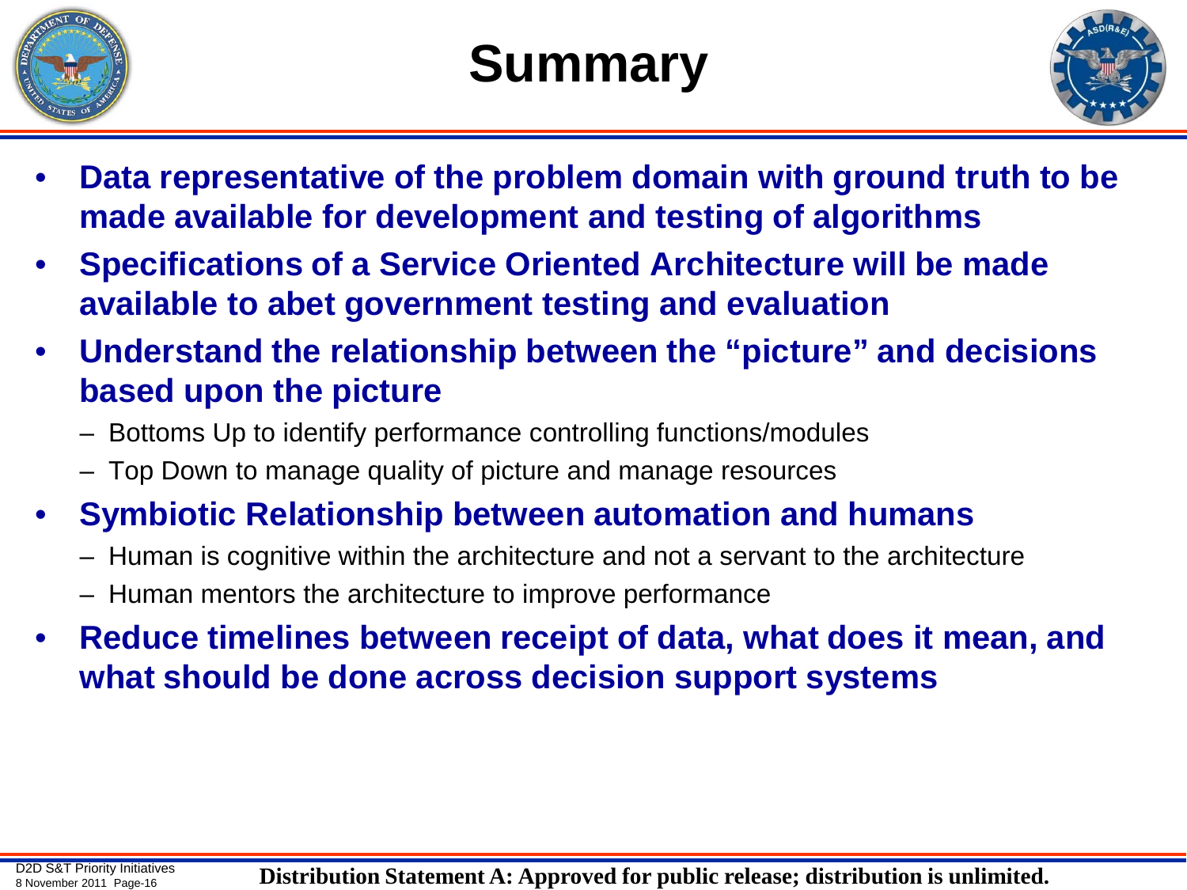# Summary

- **Data representative of the problem domain with ground truth to be made available for development and testing of algorithms**
- **Specifications of a Service Oriented Architecture will be made available to abet government testing and evaluation**
- **Understand the relationship between the "picture" and decisions based upon the picture**
  - Bottoms Up to identify performance controlling functions/modules
  - Top Down to manage quality of picture and manage resources
- **Symbiotic Relationship between automation and humans**
  - Human is cognitive within the architecture and not a servant to the architecture
  - Human mentors the architecture to improve performance
- **Reduce timelines between receipt of data, what does it mean, and what should be done across decision support systems**

**Distribution Statement A: Approved for public release; distribution is unlimited.**